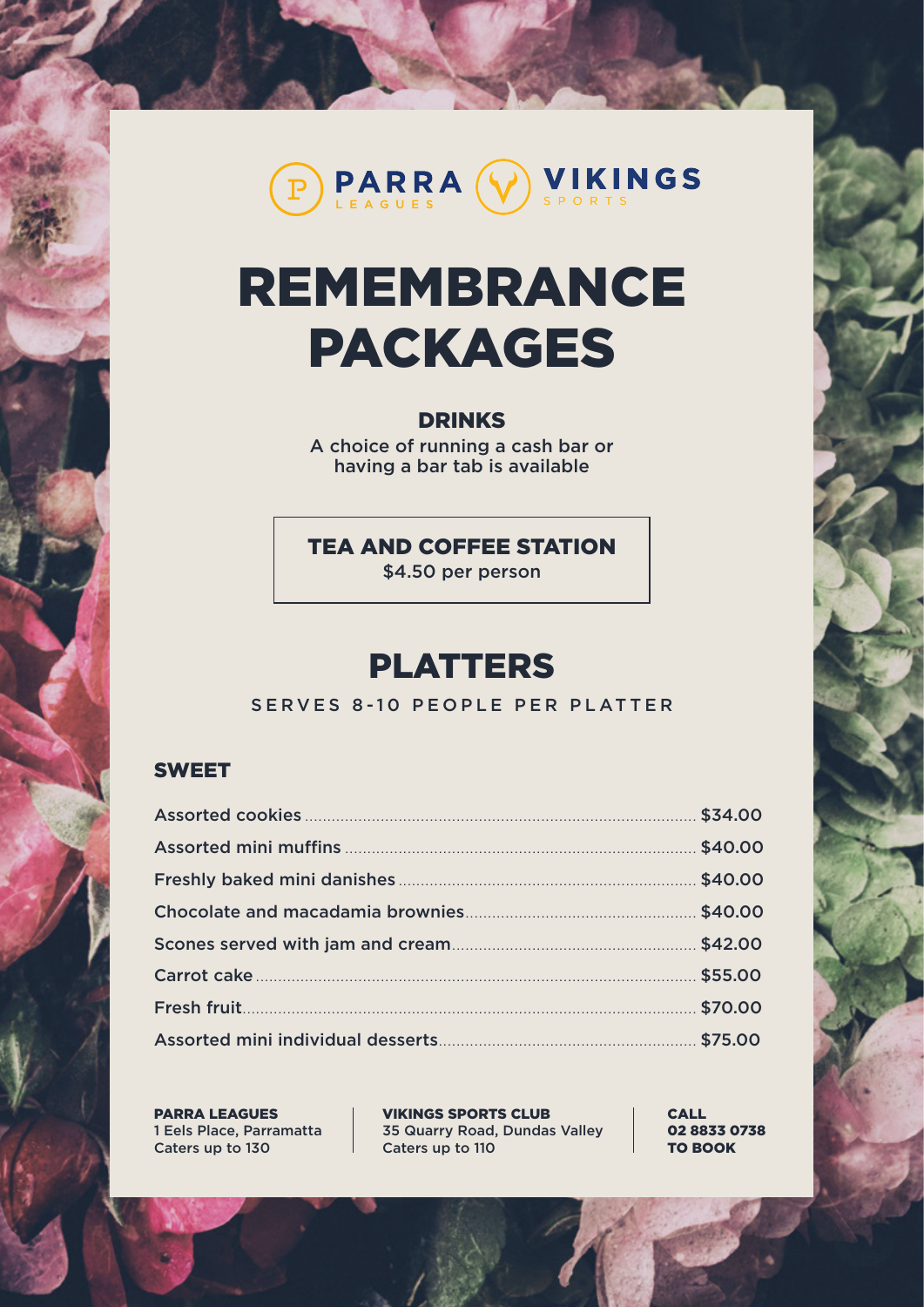PARRA LEAGUES | VIKINGS SPORTS

# REMEMBRANCE PACKAGES

## DRINKS

A choice of running a cash bar or having a bar tab is available

## TEA AND COFFEE STATION

$4.50 per person

# PLATTERS

SERVES 8-10 PEOPLE PER PLATTER

### SWEET

| Item | Price |
| --- | --- |
| Assorted cookies | $34.00 |
| Assorted mini muffins | $40.00 |
| Freshly baked mini danishes | $40.00 |
| Chocolate and macadamia brownies | $40.00 |
| Scones served with jam and cream | $42.00 |
| Carrot cake | $55.00 |
| Fresh fruit | $70.00 |
| Assorted mini individual desserts | $75.00 |

**PARRA LEAGUES**
1 Eels Place, Parramatta
Caters up to 130

**VIKINGS SPORTS CLUB**
35 Quarry Road, Dundas Valley
Caters up to 110

**CALL**
**02 8833 0738**
**TO BOOK**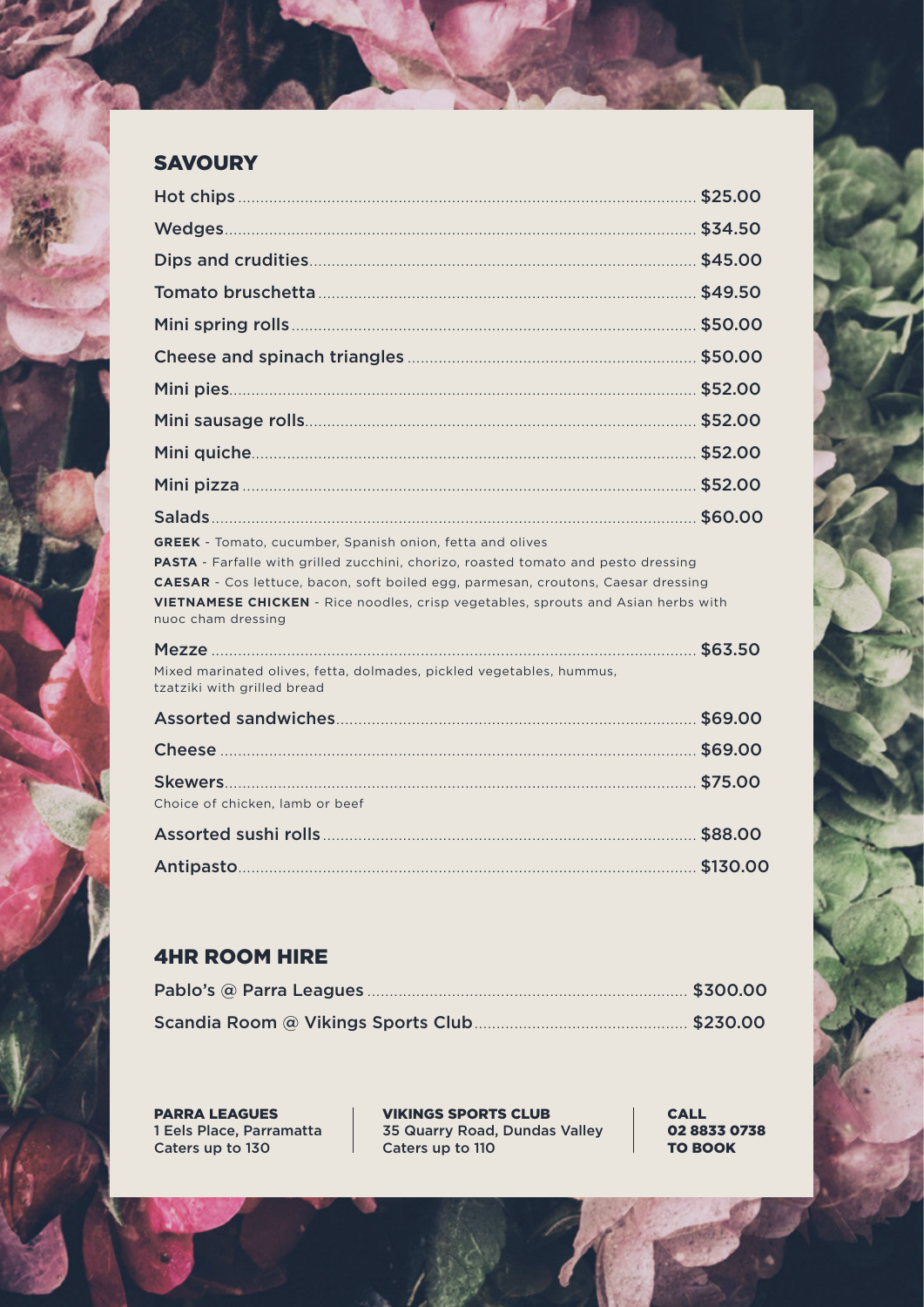## SAVOURY

Hot chips ..... $25.00

Wedges ..... $34.50

Dips and crudities ..... $45.00

Tomato bruschetta ..... $49.50

Mini spring rolls ..... $50.00

Cheese and spinach triangles ..... $50.00

Mini pies ..... $52.00

Mini sausage rolls ..... $52.00

Mini quiche ..... $52.00

Mini pizza ..... $52.00

Salads ..... $60.00

**GREEK** - Tomato, cucumber, Spanish onion, fetta and olives
**PASTA** - Farfalle with grilled zucchini, chorizo, roasted tomato and pesto dressing
**CAESAR** - Cos lettuce, bacon, soft boiled egg, parmesan, croutons, Caesar dressing
**VIETNAMESE CHICKEN** - Rice noodles, crisp vegetables, sprouts and Asian herbs with nuoc cham dressing

Mezze ..... $63.50

Mixed marinated olives, fetta, dolmades, pickled vegetables, hummus, tzatziki with grilled bread

Assorted sandwiches ..... $69.00

Cheese ..... $69.00

Skewers ..... $75.00

Choice of chicken, lamb or beef

Assorted sushi rolls ..... $88.00

Antipasto ..... $130.00

## 4HR ROOM HIRE

Pablo's @ Parra Leagues ..... $300.00

Scandia Room @ Vikings Sports Club ..... $230.00

**PARRA LEAGUES**
1 Eels Place, Parramatta
Caters up to 130

**VIKINGS SPORTS CLUB**
35 Quarry Road, Dundas Valley
Caters up to 110

**CALL**
**02 8833 0738**
**TO BOOK**